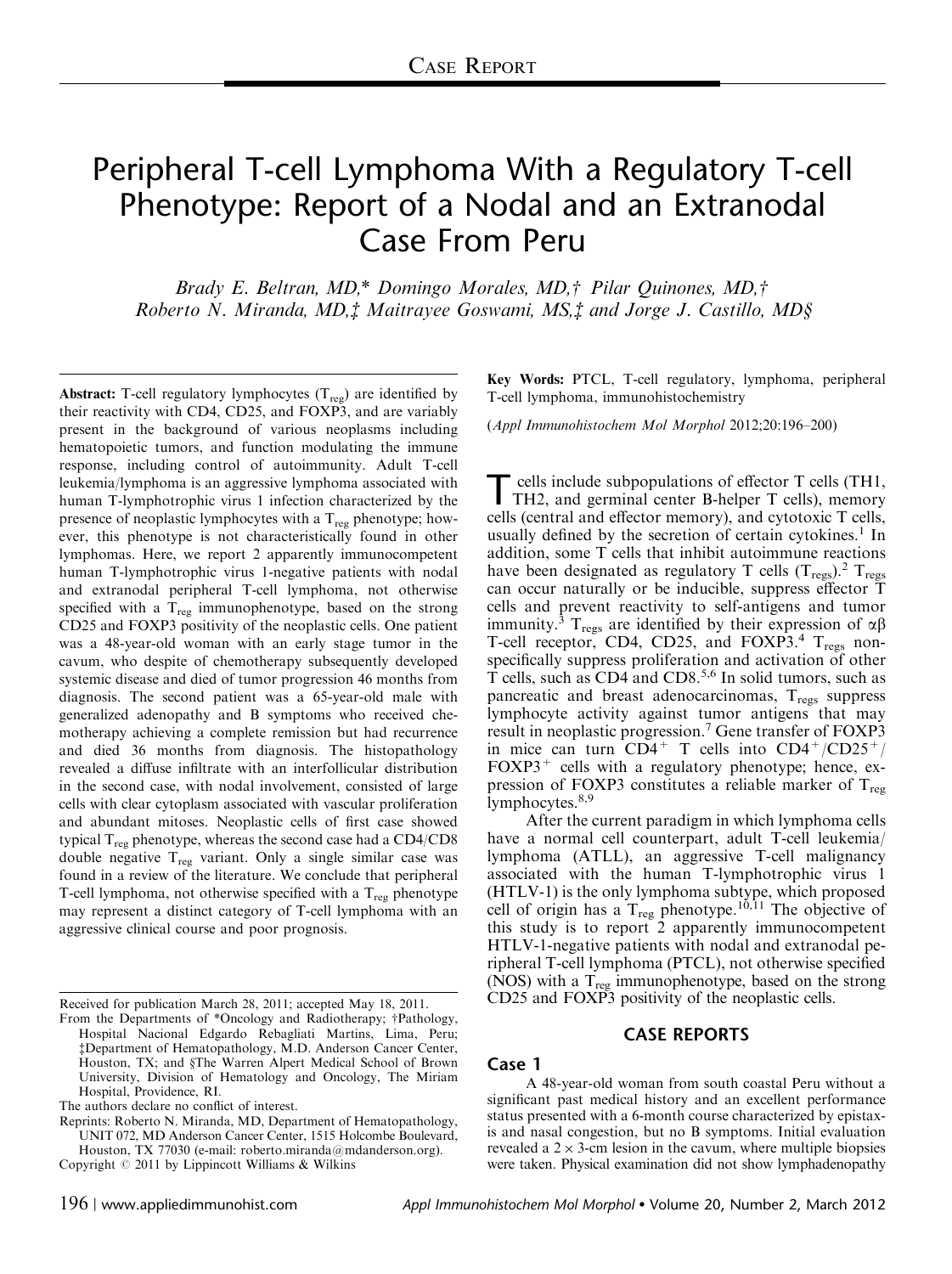Case Report

# Peripheral T-cell Lymphoma With a Regulatory T-cell Phenotype: Report of a Nodal and an Extranodal Case From Peru

*Brady E. Beltran, MD,\* Domingo Morales, MD,† Pilar Quinones, MD,† Roberto N. Miranda, MD,‡ Maitrayee Goswami, MS,‡ and Jorge J. Castillo, MD§*

**Abstract:** T-cell regulatory lymphocytes ($T_{reg}$) are identified by their reactivity with CD4, CD25, and FOXP3, and are variably present in the background of various neoplasms including hematopoietic tumors, and function modulating the immune response, including control of autoimmunity. Adult T-cell leukemia/lymphoma is an aggressive lymphoma associated with human T-lymphotrophic virus 1 infection characterized by the presence of neoplastic lymphocytes with a $T_{reg}$ phenotype; however, this phenotype is not characteristically found in other lymphomas. Here, we report 2 apparently immunocompetent human T-lymphotrophic virus 1-negative patients with nodal and extranodal peripheral T-cell lymphoma, not otherwise specified with a $T_{reg}$ immunophenotype, based on the strong CD25 and FOXP3 positivity of the neoplastic cells. One patient was a 48-year-old woman with an early stage tumor in the cavum, who despite of chemotherapy subsequently developed systemic disease and died of tumor progression 46 months from diagnosis. The second patient was a 65-year-old male with generalized adenopathy and B symptoms who received chemotherapy achieving a complete remission but had recurrence and died 36 months from diagnosis. The histopathology revealed a diffuse infiltrate with an interfollicular distribution in the second case, with nodal involvement, consisted of large cells with clear cytoplasm associated with vascular proliferation and abundant mitoses. Neoplastic cells of first case showed typical $T_{reg}$ phenotype, whereas the second case had a CD4/CD8 double negative $T_{reg}$ variant. Only a single similar case was found in a review of the literature. We conclude that peripheral T-cell lymphoma, not otherwise specified with a $T_{reg}$ phenotype may represent a distinct category of T-cell lymphoma with an aggressive clinical course and poor prognosis.

**Key Words:** PTCL, T-cell regulatory, lymphoma, peripheral T-cell lymphoma, immunohistochemistry

(*Appl Immunohistochem Mol Morphol* 2012;20:196–200)

T cells include subpopulations of effector T cells (TH1, TH2, and germinal center B-helper T cells), memory cells (central and effector memory), and cytotoxic T cells, usually defined by the secretion of certain cytokines.[1] In addition, some T cells that inhibit autoimmune reactions have been designated as regulatory T cells ($T_{regs}$).[2] $T_{regs}$ can occur naturally or be inducible, suppress effector T cells and prevent reactivity to self-antigens and tumor immunity.[3] $T_{regs}$ are identified by their expression of $\alpha\beta$ T-cell receptor, CD4, CD25, and FOXP3.[4] $T_{regs}$ nonspecifically suppress proliferation and activation of other T cells, such as CD4 and CD8.[5,6] In solid tumors, such as pancreatic and breast adenocarcinomas, $T_{regs}$ suppress lymphocyte activity against tumor antigens that may result in neoplastic progression.[7] Gene transfer of FOXP3 in mice can turn $CD4^+$ T cells into $CD4^+/CD25^+/FOXP3^+$ cells with a regulatory phenotype; hence, expression of FOXP3 constitutes a reliable marker of $T_{reg}$ lymphocytes.[8,9]

After the current paradigm in which lymphoma cells have a normal cell counterpart, adult T-cell leukemia/lymphoma (ATLL), an aggressive T-cell malignancy associated with the human T-lymphotrophic virus 1 (HTLV-1) is the only lymphoma subtype, which proposed cell of origin has a $T_{reg}$ phenotype.[10,11] The objective of this study is to report 2 apparently immunocompetent HTLV-1-negative patients with nodal and extranodal peripheral T-cell lymphoma (PTCL), not otherwise specified (NOS) with a $T_{reg}$ immunophenotype, based on the strong CD25 and FOXP3 positivity of the neoplastic cells.

## CASE REPORTS

### Case 1

A 48-year-old woman from south coastal Peru without a significant past medical history and an excellent performance status presented with a 6-month course characterized by epistaxis and nasal congestion, but no B symptoms. Initial evaluation revealed a $2 \times 3$-cm lesion in the cavum, where multiple biopsies were taken. Physical examination did not show lymphadenopathy

Received for publication March 28, 2011; accepted May 18, 2011.

From the Departments of \*Oncology and Radiotherapy; †Pathology, Hospital Nacional Edgardo Rebagliati Martins, Lima, Peru; ‡Department of Hematopathology, M.D. Anderson Cancer Center, Houston, TX; and §The Warren Alpert Medical School of Brown University, Division of Hematology and Oncology, The Miriam Hospital, Providence, RI.

The authors declare no conflict of interest.

Reprints: Roberto N. Miranda, MD, Department of Hematopathology, UNIT 072, MD Anderson Cancer Center, 1515 Holcombe Boulevard, Houston, TX 77030 (e-mail: roberto.miranda@mdanderson.org).

Copyright © 2011 by Lippincott Williams & Wilkins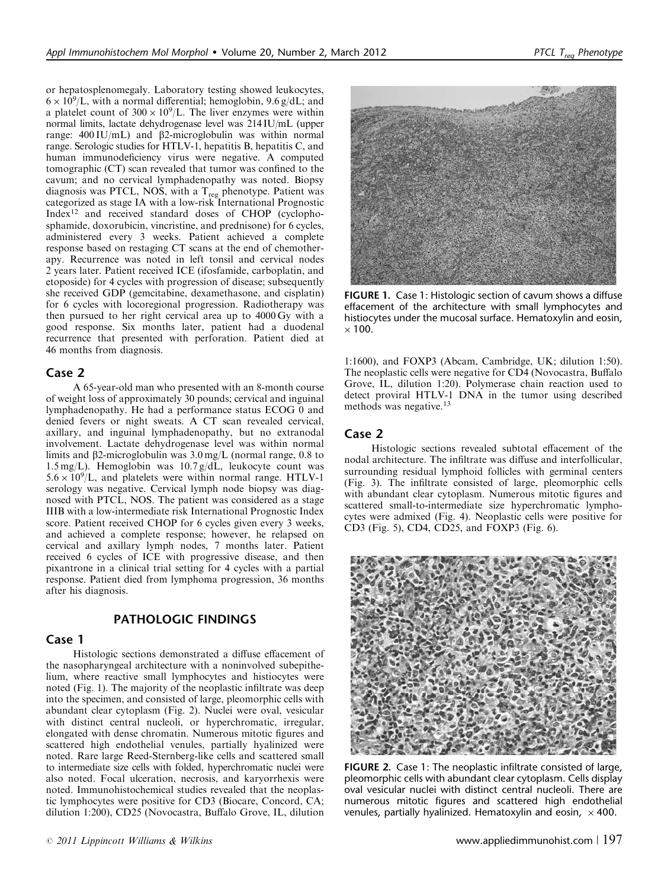or hepatosplenomegaly. Laboratory testing showed leukocytes, $6 \times 10^9$/L, with a normal differential; hemoglobin, 9.6 g/dL; and a platelet count of $300 \times 10^9$/L. The liver enzymes were within normal limits, lactate dehydrogenase level was 214 IU/mL (upper range: 400 IU/mL) and β2-microglobulin was within normal range. Serologic studies for HTLV-1, hepatitis B, hepatitis C, and human immunodeficiency virus were negative. A computed tomographic (CT) scan revealed that tumor was confined to the cavum; and no cervical lymphadenopathy was noted. Biopsy diagnosis was PTCL, NOS, with a $T_{reg}$ phenotype. Patient was categorized as stage IA with a low-risk International Prognostic Index[12] and received standard doses of CHOP (cyclophosphamide, doxorubicin, vincristine, and prednisone) for 6 cycles, administered every 3 weeks. Patient achieved a complete response based on restaging CT scans at the end of chemotherapy. Recurrence was noted in left tonsil and cervical nodes 2 years later. Patient received ICE (ifosfamide, carboplatin, and etoposide) for 4 cycles with progression of disease; subsequently she received GDP (gemcitabine, dexamethasone, and cisplatin) for 6 cycles with locoregional progression. Radiotherapy was then pursued to her right cervical area up to 4000 Gy with a good response. Six months later, patient had a duodenal recurrence that presented with perforation. Patient died at 46 months from diagnosis.

## Case 2

A 65-year-old man who presented with an 8-month course of weight loss of approximately 30 pounds; cervical and inguinal lymphadenopathy. He had a performance status ECOG 0 and denied fevers or night sweats. A CT scan revealed cervical, axillary, and inguinal lymphadenopathy, but no extranodal involvement. Lactate dehydrogenase level was within normal limits and β2-microglobulin was 3.0 mg/L (normal range, 0.8 to 1.5 mg/L). Hemoglobin was 10.7 g/dL, leukocyte count was $5.6 \times 10^9$/L, and platelets were within normal range. HTLV-1 serology was negative. Cervical lymph node biopsy was diagnosed with PTCL, NOS. The patient was considered as a stage IIIB with a low-intermediate risk International Prognostic Index score. Patient received CHOP for 6 cycles given every 3 weeks, and achieved a complete response; however, he relapsed on cervical and axillary lymph nodes, 7 months later. Patient received 6 cycles of ICE with progressive disease, and then pixantrone in a clinical trial setting for 4 cycles with a partial response. Patient died from lymphoma progression, 36 months after his diagnosis.

## PATHOLOGIC FINDINGS

## Case 1

Histologic sections demonstrated a diffuse effacement of the nasopharyngeal architecture with a noninvolved subepithelium, where reactive small lymphocytes and histiocytes were noted (Fig. 1). The majority of the neoplastic infiltrate was deep into the specimen, and consisted of large, pleomorphic cells with abundant clear cytoplasm (Fig. 2). Nuclei were oval, vesicular with distinct central nucleoli, or hyperchromatic, irregular, elongated with dense chromatin. Numerous mitotic figures and scattered high endothelial venules, partially hyalinized were noted. Rare large Reed-Sternberg-like cells and scattered small to intermediate size cells with folded, hyperchromatic nuclei were also noted. Focal ulceration, necrosis, and karyorrhexis were noted. Immunohistochemical studies revealed that the neoplastic lymphocytes were positive for CD3 (Biocare, Concord, CA; dilution 1:200), CD25 (Novocastra, Buffalo Grove, IL, dilution 1:1600), and FOXP3 (Abcam, Cambridge, UK; dilution 1:50). The neoplastic cells were negative for CD4 (Novocastra, Buffalo Grove, IL, dilution 1:20). Polymerase chain reaction used to detect proviral HTLV-1 DNA in the tumor using described methods was negative.[13]

FIGURE 1. Case 1: Histologic section of cavum shows a diffuse effacement of the architecture with small lymphocytes and histiocytes under the mucosal surface. Hematoxylin and eosin, ×100.

## Case 2

Histologic sections revealed subtotal effacement of the nodal architecture. The infiltrate was diffuse and interfollicular, surrounding residual lymphoid follicles with germinal centers (Fig. 3). The infiltrate consisted of large, pleomorphic cells with abundant clear cytoplasm. Numerous mitotic figures and scattered small-to-intermediate size hyperchromatic lymphocytes were admixed (Fig. 4). Neoplastic cells were positive for CD3 (Fig. 5), CD4, CD25, and FOXP3 (Fig. 6).

FIGURE 2. Case 1: The neoplastic infiltrate consisted of large, pleomorphic cells with abundant clear cytoplasm. Cells display oval vesicular nuclei with distinct central nucleoli. There are numerous mitotic figures and scattered high endothelial venules, partially hyalinized. Hematoxylin and eosin, ×400.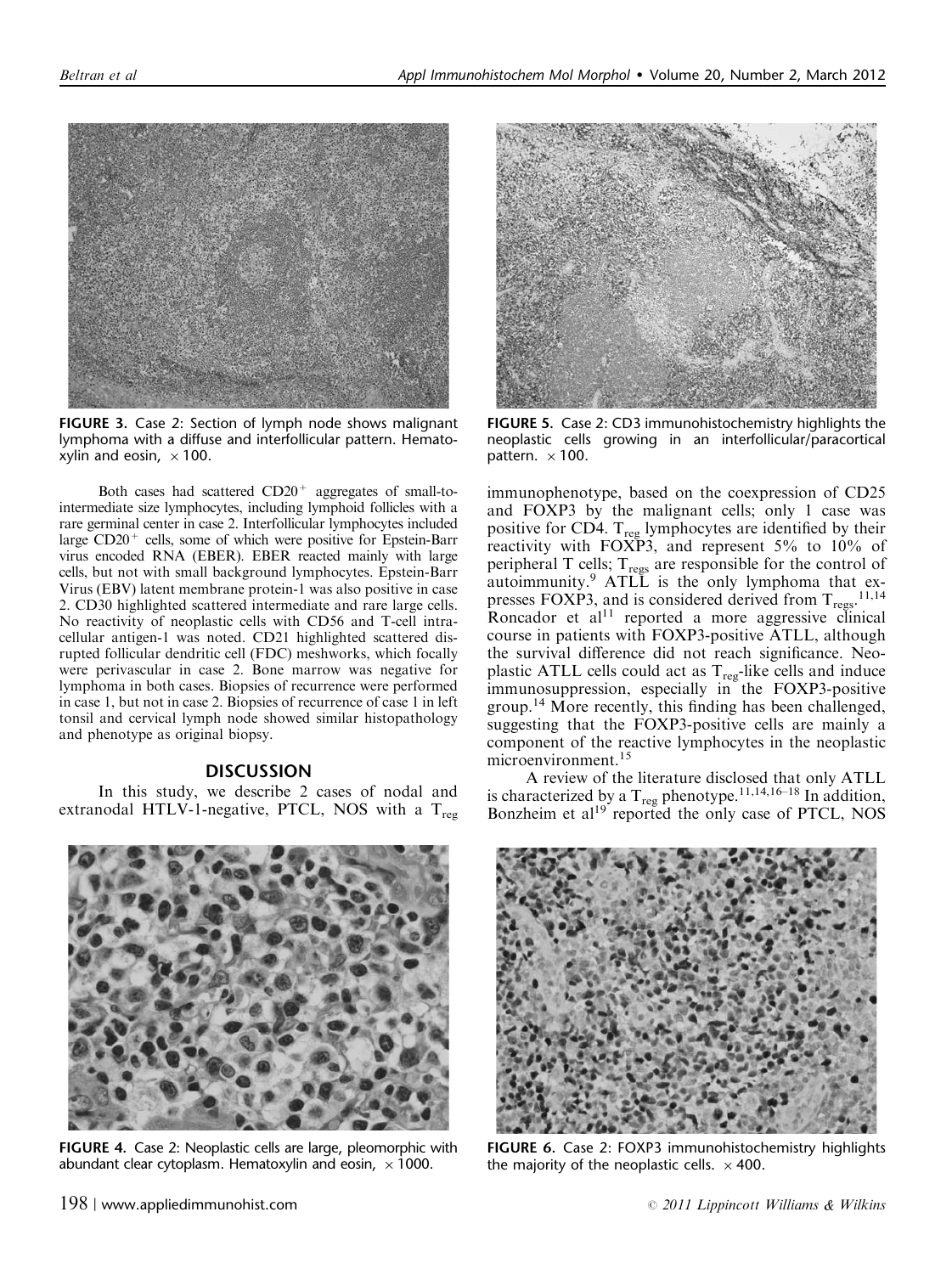FIGURE 3. Case 2: Section of lymph node shows malignant lymphoma with a diffuse and interfollicular pattern. Hematoxylin and eosin, ×100.

Both cases had scattered $CD20^+$ aggregates of small-to-intermediate size lymphocytes, including lymphoid follicles with a rare germinal center in case 2. Interfollicular lymphocytes included large $CD20^+$ cells, some of which were positive for Epstein-Barr virus encoded RNA (EBER). EBER reacted mainly with large cells, but not with small background lymphocytes. Epstein-Barr Virus (EBV) latent membrane protein-1 was also positive in case 2. CD30 highlighted scattered intermediate and rare large cells. No reactivity of neoplastic cells with CD56 and T-cell intracellular antigen-1 was noted. CD21 highlighted scattered disrupted follicular dendritic cell (FDC) meshworks, which focally were perivascular in case 2. Bone marrow was negative for lymphoma in both cases. Biopsies of recurrence were performed in case 1, but not in case 2. Biopsies of recurrence of case 1 in left tonsil and cervical lymph node showed similar histopathology and phenotype as original biopsy.

## DISCUSSION

In this study, we describe 2 cases of nodal and extranodal HTLV-1-negative, PTCL, NOS with a $T_{reg}$ immunophenotype, based on the coexpression of CD25 and FOXP3 by the malignant cells; only 1 case was positive for CD4. $T_{reg}$ lymphocytes are identified by their reactivity with FOXP3, and represent 5% to 10% of peripheral T cells; $T_{regs}$ are responsible for the control of autoimmunity.[9] ATLL is the only lymphoma that expresses FOXP3, and is considered derived from $T_{regs}$.[11,14] Roncador et al[11] reported a more aggressive clinical course in patients with FOXP3-positive ATLL, although the survival difference did not reach significance. Neoplastic ATLL cells could act as $T_{reg}$-like cells and induce immunosuppression, especially in the FOXP3-positive group.[14] More recently, this finding has been challenged, suggesting that the FOXP3-positive cells are mainly a component of the reactive lymphocytes in the neoplastic microenvironment.[15]

A review of the literature disclosed that only ATLL is characterized by a $T_{reg}$ phenotype.[11,14,16–18] In addition, Bonzheim et al[19] reported the only case of PTCL, NOS

FIGURE 5. Case 2: CD3 immunohistochemistry highlights the neoplastic cells growing in an interfollicular/paracortical pattern. ×100.

FIGURE 4. Case 2: Neoplastic cells are large, pleomorphic with abundant clear cytoplasm. Hematoxylin and eosin, ×1000.

FIGURE 6. Case 2: FOXP3 immunohistochemistry highlights the majority of the neoplastic cells. ×400.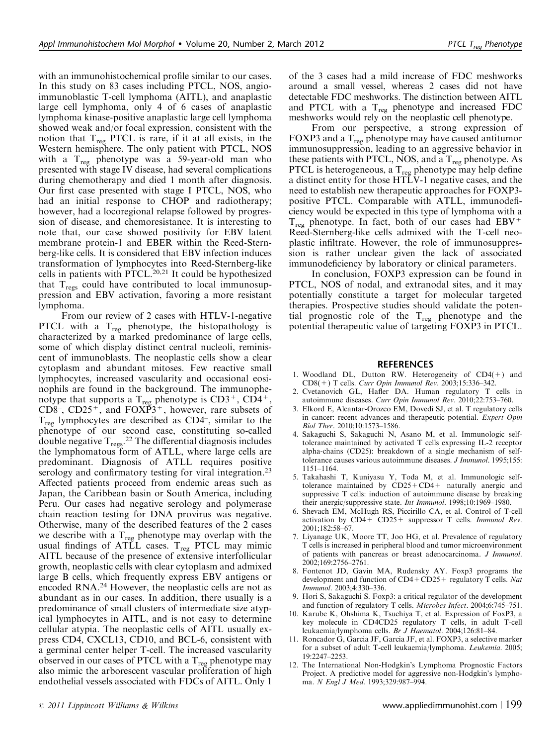with an immunohistochemical profile similar to our cases. In this study on 83 cases including PTCL, NOS, angioimmunoblastic T-cell lymphoma (AITL), and anaplastic large cell lymphoma, only 4 of 6 cases of anaplastic lymphoma kinase-positive anaplastic large cell lymphoma showed weak and/or focal expression, consistent with the notion that $T_{reg}$ PTCL is rare, if it at all exists, in the Western hemisphere. The only patient with PTCL, NOS with a $T_{reg}$ phenotype was a 59-year-old man who presented with stage IV disease, had several complications during chemotherapy and died 1 month after diagnosis. Our first case presented with stage I PTCL, NOS, who had an initial response to CHOP and radiotherapy; however, had a locoregional relapse followed by progression of disease, and chemoresistance. It is interesting to note that, our case showed positivity for EBV latent membrane protein-1 and EBER within the Reed-Sternberg-like cells. It is considered that EBV infection induces transformation of lymphocytes into Reed-Sternberg-like cells in patients with PTCL.[20,21] It could be hypothesized that $T_{regs}$ could have contributed to local immunosuppression and EBV activation, favoring a more resistant lymphoma.

From our review of 2 cases with HTLV-1-negative PTCL with a $T_{reg}$ phenotype, the histopathology is characterized by a marked predominance of large cells, some of which display distinct central nucleoli, reminiscent of immunoblasts. The neoplastic cells show a clear cytoplasm and abundant mitoses. Few reactive small lymphocytes, increased vascularity and occasional eosinophils are found in the background. The immunophenotype that supports a $T_{reg}$ phenotype is $CD3^+$, $CD4^+$, $CD8^-$, $CD25^+$, and $FOXP3^+$, however, rare subsets of $T_{reg}$ lymphocytes are described as $CD4^-$, similar to the phenotype of our second case, constituting so-called double negative $T_{regs}$.[22] The differential diagnosis includes the lymphomatous form of ATLL, where large cells are predominant. Diagnosis of ATLL requires positive serology and confirmatory testing for viral integration.[23] Affected patients proceed from endemic areas such as Japan, the Caribbean basin or South America, including Peru. Our cases had negative serology and polymerase chain reaction testing for DNA provirus was negative. Otherwise, many of the described features of the 2 cases we describe with a $T_{reg}$ phenotype may overlap with the usual findings of ATLL cases. $T_{reg}$ PTCL may mimic AITL because of the presence of extensive interfollicular growth, neoplastic cells with clear cytoplasm and admixed large B cells, which frequently express EBV antigens or encoded RNA.[24] However, the neoplastic cells are not as abundant as in our cases. In addition, there usually is a predominance of small clusters of intermediate size atypical lymphocytes in AITL, and is not easy to determine cellular atypia. The neoplastic cells of AITL usually express CD4, CXCL13, CD10, and BCL-6, consistent with a germinal center helper T-cell. The increased vascularity observed in our cases of PTCL with a $T_{reg}$ phenotype may also mimic the arborescent vascular proliferation of high endothelial vessels associated with FDCs of AITL. Only 1 of the 3 cases had a mild increase of FDC meshworks around a small vessel, whereas 2 cases did not have detectable FDC meshworks. The distinction between AITL and PTCL with a $T_{reg}$ phenotype and increased FDC meshworks would rely on the neoplastic cell phenotype.

From our perspective, a strong expression of FOXP3 and a $T_{reg}$ phenotype may have caused antitumor immunosuppression, leading to an aggressive behavior in these patients with PTCL, NOS, and a $T_{reg}$ phenotype. As PTCL is heterogeneous, a $T_{reg}$ phenotype may help define a distinct entity for those HTLV-1 negative cases, and the need to establish new therapeutic approaches for FOXP3-positive PTCL. Comparable with ATLL, immunodeficiency would be expected in this type of lymphoma with a $T_{reg}$ phenotype. In fact, both of our cases had $EBV^+$ Reed-Sternberg-like cells admixed with the T-cell neoplastic infiltrate. However, the role of immunosuppression is rather unclear given the lack of associated immunodeficiency by laboratory or clinical parameters.

In conclusion, FOXP3 expression can be found in PTCL, NOS of nodal, and extranodal sites, and it may potentially constitute a target for molecular targeted therapies. Prospective studies should validate the potential prognostic role of the $T_{reg}$ phenotype and the potential therapeutic value of targeting FOXP3 in PTCL.

## REFERENCES

1. Woodland DL, Dutton RW. Heterogeneity of CD4(+) and CD8(+) T cells. *Curr Opin Immunol Rev*. 2003;15:336–342.
2. Cvetanovich GL, Hafler DA. Human regulatory T cells in autoimmune diseases. *Curr Opin Immunol Rev*. 2010;22:753–760.
3. Elkord E, Alcantar-Orozco EM, Dovedi SJ, et al. T regulatory cells in cancer: recent advances and therapeutic potential. *Expert Opin Biol Ther*. 2010;10:1573–1586.
4. Sakaguchi S, Sakaguchi N, Asano M, et al. Immunologic self-tolerance maintained by activated T cells expressing IL-2 receptor alpha-chains (CD25): breakdown of a single mechanism of self-tolerance causes various autoimmune diseases. *J Immunol*. 1995;155:1151–1164.
5. Takahashi T, Kuniyasu Y, Toda M, et al. Immunologic self-tolerance maintained by CD25+CD4+ naturally anergic and suppressive T cells: induction of autoimmune disease by breaking their anergic/suppressive state. *Int Immunol*. 1998;10:1969–1980.
6. Shevach EM, McHugh RS, Piccirillo CA, et al. Control of T-cell activation by CD4+ CD25+ suppressor T cells. *Immunol Rev*. 2001;182:58–67.
7. Liyanage UK, Moore TT, Joo HG, et al. Prevalence of regulatory T cells is increased in peripheral blood and tumor microenvironment of patients with pancreas or breast adenocarcinoma. *J Immunol*. 2002;169:2756–2761.
8. Fontenot JD, Gavin MA, Rudensky AY. Foxp3 programs the development and function of CD4+CD25+ regulatory T cells. *Nat Immunol*. 2003;4:330–336.
9. Hori S, Sakaguchi S. Foxp3: a critical regulator of the development and function of regulatory T cells. *Microbes Infect*. 2004;6:745–751.
10. Karube K, Ohshima K, Tsuchiya T, et al. Expression of FoxP3, a key molecule in CD4CD25 regulatory T cells, in adult T-cell leukaemia/lymphoma cells. *Br J Haematol*. 2004;126:81–84.
11. Roncador G, Garcia JF, Garcia JF, et al. FOXP3, a selective marker for a subset of adult T-cell leukaemia/lymphoma. *Leukemia*. 2005;19:2247–2253.
12. The International Non-Hodgkin's Lymphoma Prognostic Factors Project. A predictive model for aggressive non-Hodgkin's lymphoma. *N Engl J Med*. 1993;329:987–994.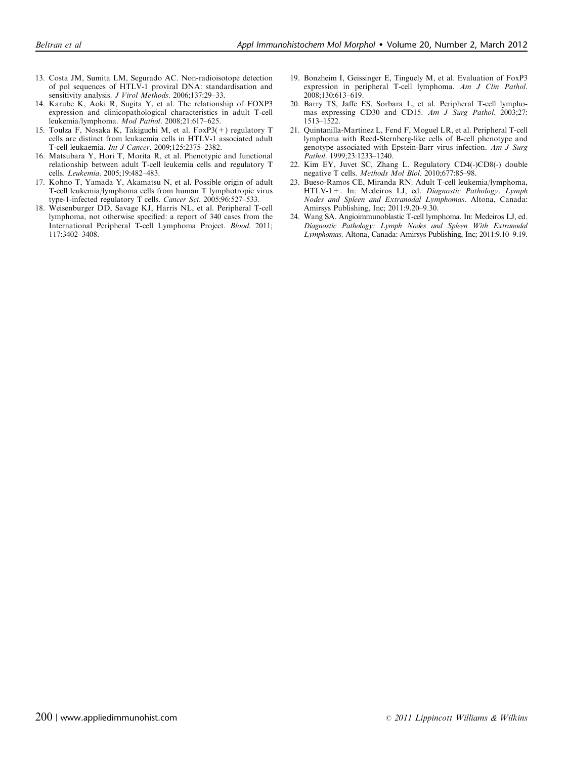13. Costa JM, Sumita LM, Segurado AC. Non-radioisotope detection of pol sequences of HTLV-1 proviral DNA: standardisation and sensitivity analysis. *J Virol Methods*. 2006;137:29–33.
14. Karube K, Aoki R, Sugita Y, et al. The relationship of FOXP3 expression and clinicopathological characteristics in adult T-cell leukemia/lymphoma. *Mod Pathol*. 2008;21:617–625.
15. Toulza F, Nosaka K, Takiguchi M, et al. FoxP3(+) regulatory T cells are distinct from leukaemia cells in HTLV-1 associated adult T-cell leukaemia. *Int J Cancer*. 2009;125:2375–2382.
16. Matsubara Y, Hori T, Morita R, et al. Phenotypic and functional relationship between adult T-cell leukemia cells and regulatory T cells. *Leukemia*. 2005;19:482–483.
17. Kohno T, Yamada Y, Akamatsu N, et al. Possible origin of adult T-cell leukemia/lymphoma cells from human T lymphotropic virus type-1-infected regulatory T cells. *Cancer Sci*. 2005;96:527–533.
18. Weisenburger DD, Savage KJ, Harris NL, et al. Peripheral T-cell lymphoma, not otherwise specified: a report of 340 cases from the International Peripheral T-cell Lymphoma Project. *Blood*. 2011; 117:3402–3408.
19. Bonzheim I, Geissinger E, Tinguely M, et al. Evaluation of FoxP3 expression in peripheral T-cell lymphoma. *Am J Clin Pathol*. 2008;130:613–619.
20. Barry TS, Jaffe ES, Sorbara L, et al. Peripheral T-cell lymphomas expressing CD30 and CD15. *Am J Surg Pathol*. 2003;27: 1513–1522.
21. Quintanilla-Martinez L, Fend F, Moguel LR, et al. Peripheral T-cell lymphoma with Reed-Sternberg-like cells of B-cell phenotype and genotype associated with Epstein-Barr virus infection. *Am J Surg Pathol*. 1999;23:1233–1240.
22. Kim EY, Juvet SC, Zhang L. Regulatory CD4(-)CD8(-) double negative T cells. *Methods Mol Biol*. 2010;677:85–98.
23. Bueso-Ramos CE, Miranda RN. Adult T-cell leukemia/lymphoma, HTLV-1+. In: Medeiros LJ, ed. *Diagnostic Pathology. Lymph Nodes and Spleen and Extranodal Lymphomas*. Altona, Canada: Amirsys Publishing, Inc; 2011:9.20–9.30.
24. Wang SA. Angioimmunoblastic T-cell lymphoma. In: Medeiros LJ, ed. *Diagnostic Pathology: Lymph Nodes and Spleen With Extranodal Lymphomas*. Altona, Canada: Amirsys Publishing, Inc; 2011:9.10–9.19.